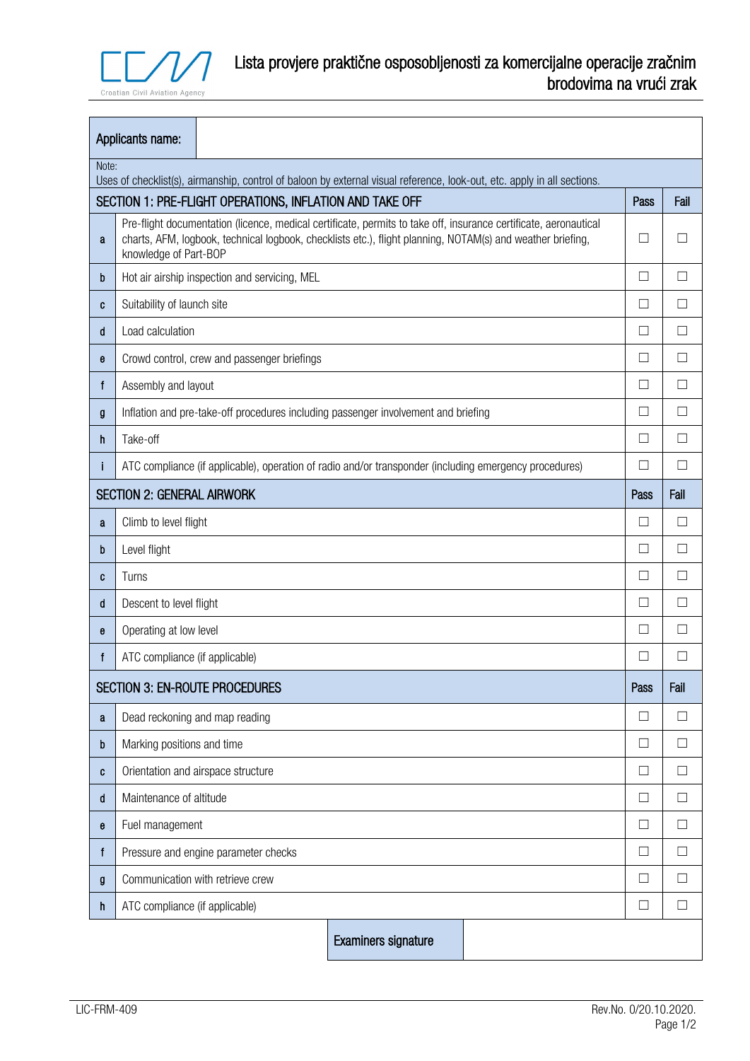Croatian Civil Aviation Agency

# Lista provjere praktične osposobljenosti za komercijalne operacije zračnim brodovima na vrući zrak

| Applicants name: | | | |
|---|---|---|---|
| Note: Uses of checklist(s), airmanship, control of baloon by external visual reference, look-out, etc. apply in all sections. | | | |
| **SECTION 1: PRE-FLIGHT OPERATIONS, INFLATION AND TAKE OFF** | | **Pass** | **Fail** |
| a | Pre-flight documentation (licence, medical certificate, permits to take off, insurance certificate, aeronautical charts, AFM, logbook, technical logbook, checklists etc.), flight planning, NOTAM(s) and weather briefing, knowledge of Part-BOP | ☐ | ☐ |
| b | Hot air airship inspection and servicing, MEL | ☐ | ☐ |
| c | Suitability of launch site | ☐ | ☐ |
| d | Load calculation | ☐ | ☐ |
| e | Crowd control, crew and passenger briefings | ☐ | ☐ |
| f | Assembly and layout | ☐ | ☐ |
| g | Inflation and pre-take-off procedures including passenger involvement and briefing | ☐ | ☐ |
| h | Take-off | ☐ | ☐ |
| i | ATC compliance (if applicable), operation of radio and/or transponder (including emergency procedures) | ☐ | ☐ |
| **SECTION 2: GENERAL AIRWORK** | | **Pass** | **Fail** |
| a | Climb to level flight | ☐ | ☐ |
| b | Level flight | ☐ | ☐ |
| c | Turns | ☐ | ☐ |
| d | Descent to level flight | ☐ | ☐ |
| e | Operating at low level | ☐ | ☐ |
| f | ATC compliance (if applicable) | ☐ | ☐ |
| **SECTION 3: EN-ROUTE PROCEDURES** | | **Pass** | **Fail** |
| a | Dead reckoning and map reading | ☐ | ☐ |
| b | Marking positions and time | ☐ | ☐ |
| c | Orientation and airspace structure | ☐ | ☐ |
| d | Maintenance of altitude | ☐ | ☐ |
| e | Fuel management | ☐ | ☐ |
| f | Pressure and engine parameter checks | ☐ | ☐ |
| g | Communication with retrieve crew | ☐ | ☐ |
| h | ATC compliance (if applicable) | ☐ | ☐ |

| Examiners signature | |
|---|---|

LIC-FRM-409

Rev.No. 0/20.10.2020.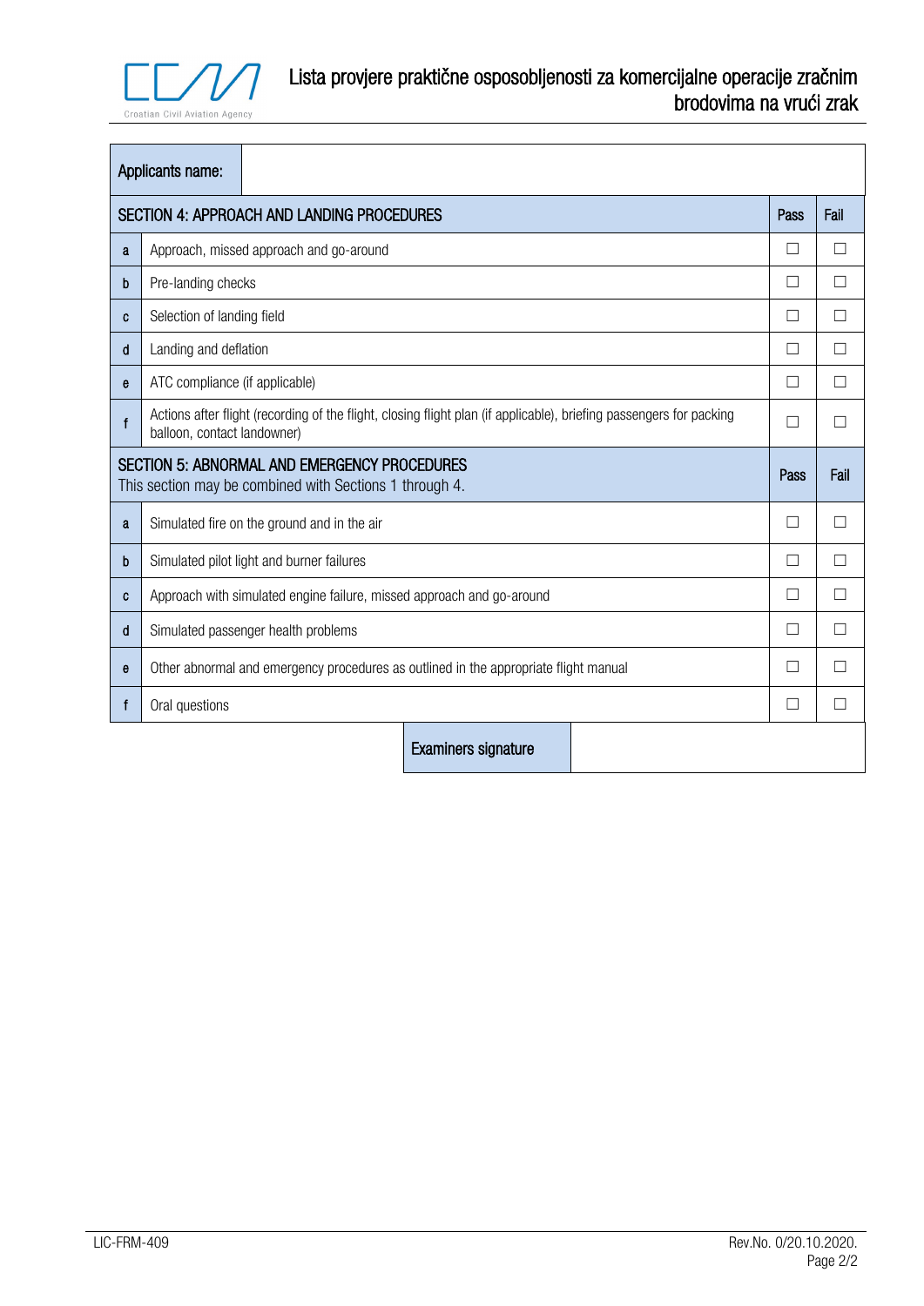# Lista provjere praktične osposobljenosti za komercijalne operacije zračnim brodovima na vrući zrak

| Applicants name: | | | |
|---|---|---|---|
| **SECTION 4: APPROACH AND LANDING PROCEDURES** | | Pass | Fail |
| a | Approach, missed approach and go-around | ☐ | ☐ |
| b | Pre-landing checks | ☐ | ☐ |
| c | Selection of landing field | ☐ | ☐ |
| d | Landing and deflation | ☐ | ☐ |
| e | ATC compliance (if applicable) | ☐ | ☐ |
| f | Actions after flight (recording of the flight, closing flight plan (if applicable), briefing passengers for packing balloon, contact landowner) | ☐ | ☐ |
| **SECTION 5: ABNORMAL AND EMERGENCY PROCEDURES** This section may be combined with Sections 1 through 4. | | Pass | Fail |
| a | Simulated fire on the ground and in the air | ☐ | ☐ |
| b | Simulated pilot light and burner failures | ☐ | ☐ |
| c | Approach with simulated engine failure, missed approach and go-around | ☐ | ☐ |
| d | Simulated passenger health problems | ☐ | ☐ |
| e | Other abnormal and emergency procedures as outlined in the appropriate flight manual | ☐ | ☐ |
| f | Oral questions | ☐ | ☐ |

| Examiners signature | |
|---|---|

LIC-FRM-409

Rev.No. 0/20.10.2020.